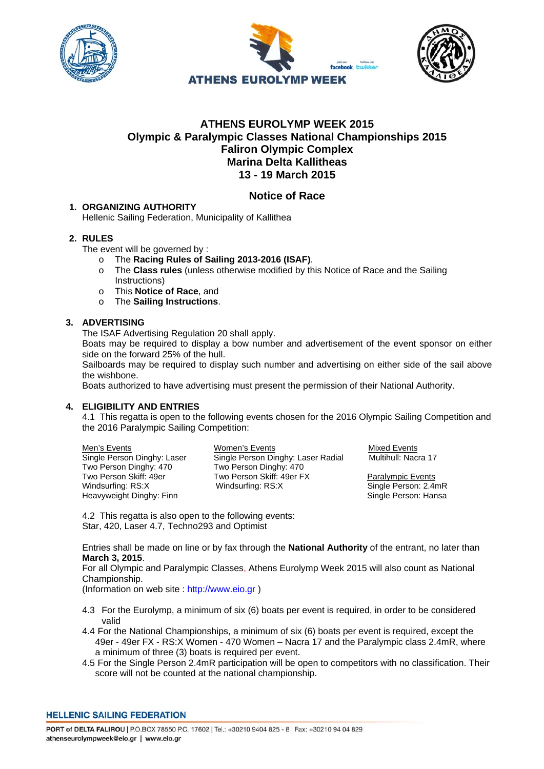# ATHENS EUROLYMP WEEK 2015
## Olympic & Paralympic Classes National Championships 2015
## Faliron Olympic Complex
## Marina Delta Kallitheas
## 13 - 19 March 2015

## Notice of Race

### 1. ORGANIZING AUTHORITY

Hellenic Sailing Federation, Municipality of Kallithea

### 2. RULES

The event will be governed by :

- The **Racing Rules of Sailing 2013-2016 (ISAF)**.
- The **Class rules** (unless otherwise modified by this Notice of Race and the Sailing Instructions)
- This **Notice of Race**, and
- The **Sailing Instructions**.

### 3. ADVERTISING

The ISAF Advertising Regulation 20 shall apply.

Boats may be required to display a bow number and advertisement of the event sponsor on either side on the forward 25% of the hull.

Sailboards may be required to display such number and advertising on either side of the sail above the wishbone.

Boats authorized to have advertising must present the permission of their National Authority.

### 4. ELIGIBILITY AND ENTRIES

4.1 This regatta is open to the following events chosen for the 2016 Olympic Sailing Competition and the 2016 Paralympic Sailing Competition:

| Men's Events | Women's Events | Mixed Events |
|---|---|---|
| Single Person Dinghy: Laser | Single Person Dinghy: Laser Radial | Multihull: Nacra 17 |
| Two Person Dinghy: 470 | Two Person Dinghy: 470 | |
| Two Person Skiff: 49er | Two Person Skiff: 49er FX | Paralympic Events |
| Windsurfing: RS:X | Windsurfing: RS:X | Single Person: 2.4mR |
| Heavyweight Dinghy: Finn | | Single Person: Hansa |

4.2 This regatta is also open to the following events:
Star, 420, Laser 4.7, Techno293 and Optimist

Entries shall be made on line or by fax through the **National Authority** of the entrant, no later than **March 3, 2015**.

For all Olympic and Paralympic Classes, Athens Eurolymp Week 2015 will also count as National Championship.

(Information on web site : http://www.eio.gr )

4.3 For the Eurolymp, a minimum of six (6) boats per event is required, in order to be considered valid

4.4 For the National Championships, a minimum of six (6) boats per event is required, except the 49er - 49er FX - RS:X Women - 470 Women – Nacra 17 and the Paralympic class 2.4mR, where a minimum of three (3) boats is required per event.

4.5 For the Single Person 2.4mR participation will be open to competitors with no classification. Their score will not be counted at the national championship.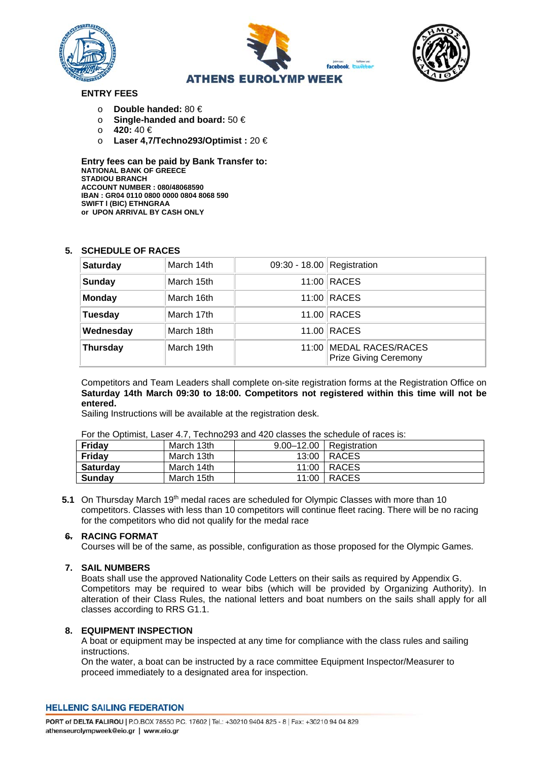**ATHENS EUROLYMP WEEK**

**ENTRY FEES**

- **Double handed:** 80 €
- **Single-handed and board:** 50 €
- **420:** 40 €
- **Laser 4,7/Techno293/Optimist :** 20 €

**Entry fees can be paid by Bank Transfer to:**
**NATIONAL BANK OF GREECE**
**STADIOU BRANCH**
**ACCOUNT NUMBER : 080/48068590**
**IBAN : GR04 0110 0800 0000 0804 8068 590**
**SWIFT I (BIC) ETHNGRAA**
**or UPON ARRIVAL BY CASH ONLY**

## 5. SCHEDULE OF RACES

| **Saturday** | March 14th | 09:30 - 18.00 | Registration |
|---|---|---|---|
| **Sunday** | March 15th | 11:00 | RACES |
| **Monday** | March 16th | 11:00 | RACES |
| **Tuesday** | March 17th | 11.00 | RACES |
| **Wednesday** | March 18th | 11.00 | RACES |
| **Thursday** | March 19th | 11:00 | MEDAL RACES/RACES Prize Giving Ceremony |

Competitors and Team Leaders shall complete on-site registration forms at the Registration Office on **Saturday 14th March 09:30 to 18:00. Competitors not registered within this time will not be entered.**
Sailing Instructions will be available at the registration desk.

For the Optimist, Laser 4.7, Techno293 and 420 classes the schedule of races is:

| **Friday** | March 13th | 9.00–12.00 | Registration |
|---|---|---|---|
| **Friday** | March 13th | 13:00 | RACES |
| **Saturday** | March 14th | 11:00 | RACES |
| **Sunday** | March 15th | 11:00 | RACES |

**5.1** On Thursday March 19th medal races are scheduled for Olympic Classes with more than 10 competitors. Classes with less than 10 competitors will continue fleet racing. There will be no racing for the competitors who did not qualify for the medal race

## 6. RACING FORMAT

Courses will be of the same, as possible, configuration as those proposed for the Olympic Games.

## 7. SAIL NUMBERS

Boats shall use the approved Nationality Code Letters on their sails as required by Appendix G.
Competitors may be required to wear bibs (which will be provided by Organizing Authority). In alteration of their Class Rules, the national letters and boat numbers on the sails shall apply for all classes according to RRS G1.1.

## 8. EQUIPMENT INSPECTION

A boat or equipment may be inspected at any time for compliance with the class rules and sailing instructions.
On the water, a boat can be instructed by a race committee Equipment Inspector/Measurer to proceed immediately to a designated area for inspection.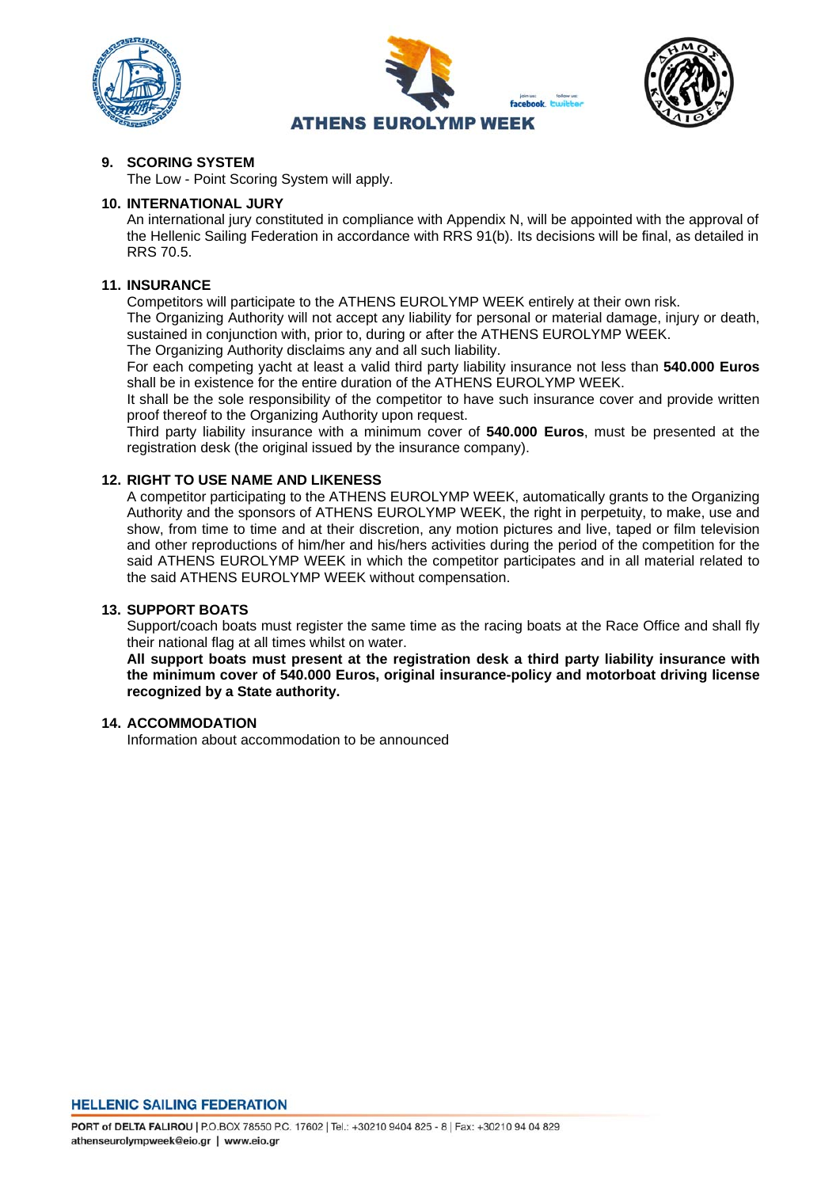## 9. SCORING SYSTEM

The Low - Point Scoring System will apply.

## 10. INTERNATIONAL JURY

An international jury constituted in compliance with Appendix N, will be appointed with the approval of the Hellenic Sailing Federation in accordance with RRS 91(b). Its decisions will be final, as detailed in RRS 70.5.

## 11. INSURANCE

Competitors will participate to the ATHENS EUROLYMP WEEK entirely at their own risk.

The Organizing Authority will not accept any liability for personal or material damage, injury or death, sustained in conjunction with, prior to, during or after the ATHENS EUROLYMP WEEK.

The Organizing Authority disclaims any and all such liability.

For each competing yacht at least a valid third party liability insurance not less than **540.000 Euros** shall be in existence for the entire duration of the ATHENS EUROLYMP WEEK.

It shall be the sole responsibility of the competitor to have such insurance cover and provide written proof thereof to the Organizing Authority upon request.

Third party liability insurance with a minimum cover of **540.000 Euros**, must be presented at the registration desk (the original issued by the insurance company).

## 12. RIGHT TO USE NAME AND LIKENESS

A competitor participating to the ATHENS EUROLYMP WEEK, automatically grants to the Organizing Authority and the sponsors of ATHENS EUROLYMP WEEK, the right in perpetuity, to make, use and show, from time to time and at their discretion, any motion pictures and live, taped or film television and other reproductions of him/her and his/hers activities during the period of the competition for the said ATHENS EUROLYMP WEEK in which the competitor participates and in all material related to the said ATHENS EUROLYMP WEEK without compensation.

## 13. SUPPORT BOATS

Support/coach boats must register the same time as the racing boats at the Race Office and shall fly their national flag at all times whilst on water.

**All support boats must present at the registration desk a third party liability insurance with the minimum cover of 540.000 Euros, original insurance-policy and motorboat driving license recognized by a State authority.**

## 14. ACCOMMODATION

Information about accommodation to be announced